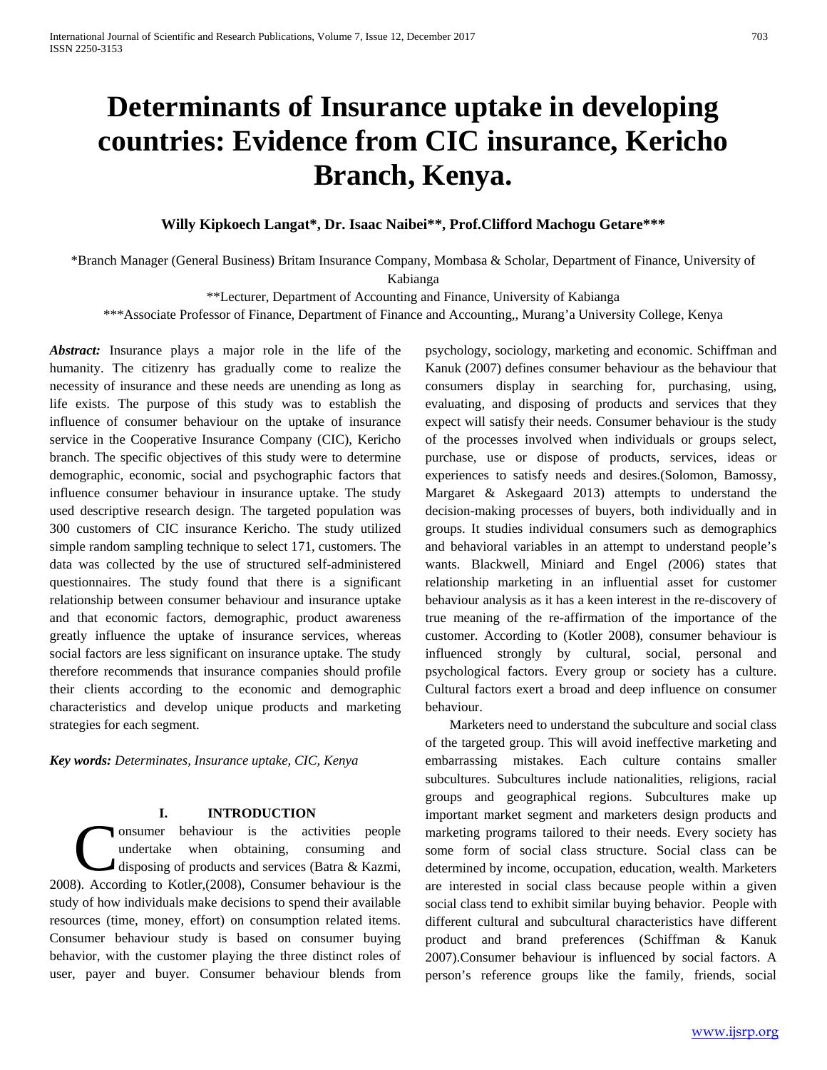# Determinants of Insurance uptake in developing countries: Evidence from CIC insurance, Kericho Branch, Kenya.

**Willy Kipkoech Langat\*, Dr. Isaac Naibei\*\*, Prof.Clifford Machogu Getare\*\*\***

\*Branch Manager (General Business) Britam Insurance Company, Mombasa & Scholar, Department of Finance, University of Kabianga

\*\*Lecturer, Department of Accounting and Finance, University of Kabianga

\*\*\*Associate Professor of Finance, Department of Finance and Accounting,, Murang'a University College, Kenya

***Abstract:*** Insurance plays a major role in the life of the humanity. The citizenry has gradually come to realize the necessity of insurance and these needs are unending as long as life exists. The purpose of this study was to establish the influence of consumer behaviour on the uptake of insurance service in the Cooperative Insurance Company (CIC), Kericho branch. The specific objectives of this study were to determine demographic, economic, social and psychographic factors that influence consumer behaviour in insurance uptake. The study used descriptive research design. The targeted population was 300 customers of CIC insurance Kericho. The study utilized simple random sampling technique to select 171, customers. The data was collected by the use of structured self-administered questionnaires. The study found that there is a significant relationship between consumer behaviour and insurance uptake and that economic factors, demographic, product awareness greatly influence the uptake of insurance services, whereas social factors are less significant on insurance uptake. The study therefore recommends that insurance companies should profile their clients according to the economic and demographic characteristics and develop unique products and marketing strategies for each segment.

***Key words:*** *Determinates, Insurance uptake, CIC, Kenya*

## I. INTRODUCTION

Consumer behaviour is the activities people undertake when obtaining, consuming and disposing of products and services (Batra & Kazmi, 2008). According to Kotler,(2008), Consumer behaviour is the study of how individuals make decisions to spend their available resources (time, money, effort) on consumption related items. Consumer behaviour study is based on consumer buying behavior, with the customer playing the three distinct roles of user, payer and buyer. Consumer behaviour blends from psychology, sociology, marketing and economic. Schiffman and Kanuk (2007) defines consumer behaviour as the behaviour that consumers display in searching for, purchasing, using, evaluating, and disposing of products and services that they expect will satisfy their needs. Consumer behaviour is the study of the processes involved when individuals or groups select, purchase, use or dispose of products, services, ideas or experiences to satisfy needs and desires.(Solomon, Bamossy, Margaret & Askegaard 2013) attempts to understand the decision-making processes of buyers, both individually and in groups. It studies individual consumers such as demographics and behavioral variables in an attempt to understand people's wants. Blackwell, Miniard and Engel *(*2006) states that relationship marketing in an influential asset for customer behaviour analysis as it has a keen interest in the re-discovery of true meaning of the re-affirmation of the importance of the customer. According to (Kotler 2008), consumer behaviour is influenced strongly by cultural, social, personal and psychological factors. Every group or society has a culture. Cultural factors exert a broad and deep influence on consumer behaviour.

Marketers need to understand the subculture and social class of the targeted group. This will avoid ineffective marketing and embarrassing mistakes. Each culture contains smaller subcultures. Subcultures include nationalities, religions, racial groups and geographical regions. Subcultures make up important market segment and marketers design products and marketing programs tailored to their needs. Every society has some form of social class structure. Social class can be determined by income, occupation, education, wealth. Marketers are interested in social class because people within a given social class tend to exhibit similar buying behavior. People with different cultural and subcultural characteristics have different product and brand preferences (Schiffman & Kanuk 2007).Consumer behaviour is influenced by social factors. A person's reference groups like the family, friends, social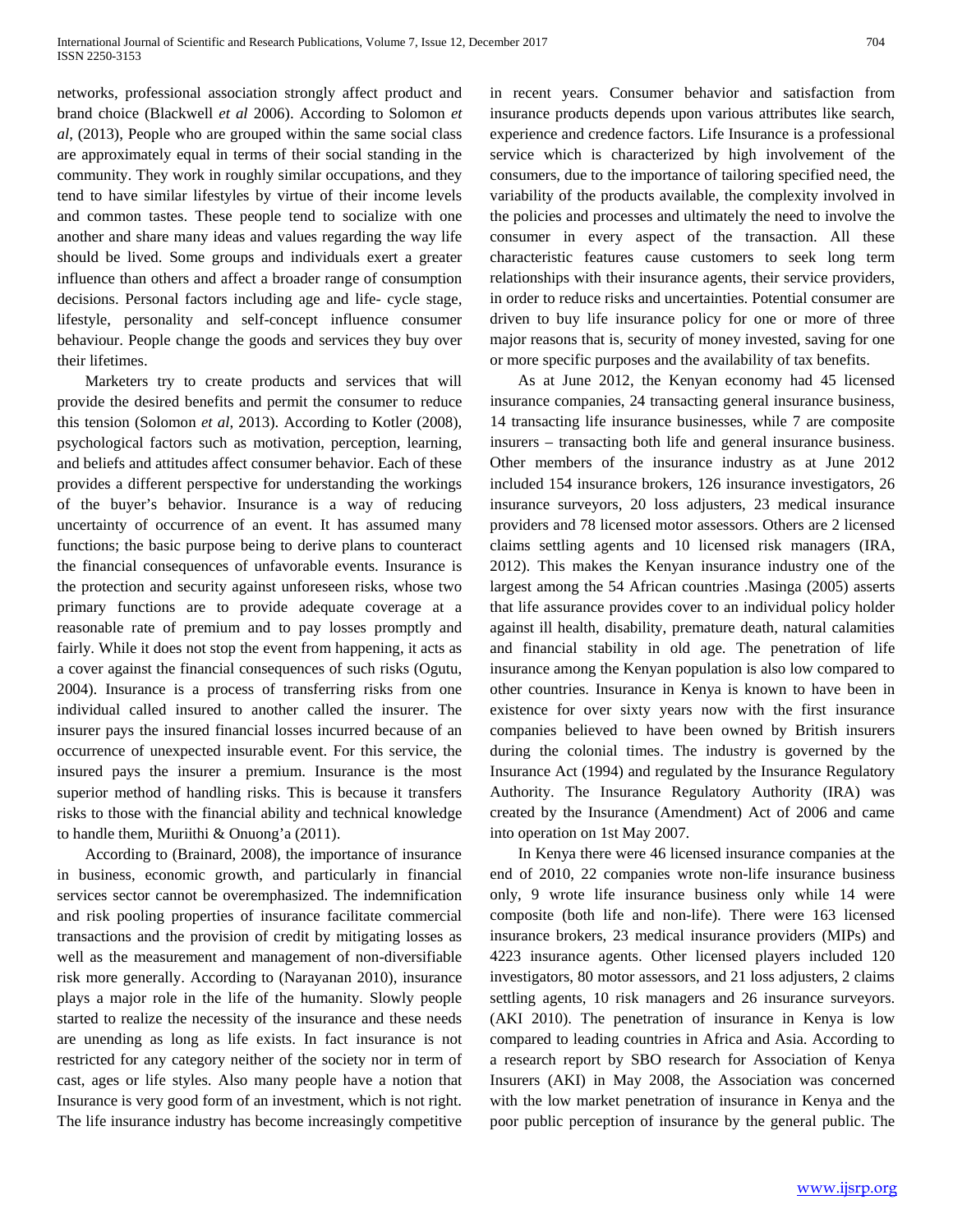networks, professional association strongly affect product and brand choice (Blackwell *et al* 2006). According to Solomon *et al*, (2013), People who are grouped within the same social class are approximately equal in terms of their social standing in the community. They work in roughly similar occupations, and they tend to have similar lifestyles by virtue of their income levels and common tastes. These people tend to socialize with one another and share many ideas and values regarding the way life should be lived. Some groups and individuals exert a greater influence than others and affect a broader range of consumption decisions. Personal factors including age and life- cycle stage, lifestyle, personality and self-concept influence consumer behaviour. People change the goods and services they buy over their lifetimes.

Marketers try to create products and services that will provide the desired benefits and permit the consumer to reduce this tension (Solomon *et al*, 2013). According to Kotler (2008), psychological factors such as motivation, perception, learning, and beliefs and attitudes affect consumer behavior. Each of these provides a different perspective for understanding the workings of the buyer's behavior. Insurance is a way of reducing uncertainty of occurrence of an event. It has assumed many functions; the basic purpose being to derive plans to counteract the financial consequences of unfavorable events. Insurance is the protection and security against unforeseen risks, whose two primary functions are to provide adequate coverage at a reasonable rate of premium and to pay losses promptly and fairly. While it does not stop the event from happening, it acts as a cover against the financial consequences of such risks (Ogutu, 2004). Insurance is a process of transferring risks from one individual called insured to another called the insurer. The insurer pays the insured financial losses incurred because of an occurrence of unexpected insurable event. For this service, the insured pays the insurer a premium. Insurance is the most superior method of handling risks. This is because it transfers risks to those with the financial ability and technical knowledge to handle them, Muriithi & Onuong'a (2011).

According to (Brainard, 2008), the importance of insurance in business, economic growth, and particularly in financial services sector cannot be overemphasized. The indemnification and risk pooling properties of insurance facilitate commercial transactions and the provision of credit by mitigating losses as well as the measurement and management of non-diversifiable risk more generally. According to (Narayanan 2010), insurance plays a major role in the life of the humanity. Slowly people started to realize the necessity of the insurance and these needs are unending as long as life exists. In fact insurance is not restricted for any category neither of the society nor in term of cast, ages or life styles. Also many people have a notion that Insurance is very good form of an investment, which is not right. The life insurance industry has become increasingly competitive in recent years. Consumer behavior and satisfaction from insurance products depends upon various attributes like search, experience and credence factors. Life Insurance is a professional service which is characterized by high involvement of the consumers, due to the importance of tailoring specified need, the variability of the products available, the complexity involved in the policies and processes and ultimately the need to involve the consumer in every aspect of the transaction. All these characteristic features cause customers to seek long term relationships with their insurance agents, their service providers, in order to reduce risks and uncertainties. Potential consumer are driven to buy life insurance policy for one or more of three major reasons that is, security of money invested, saving for one or more specific purposes and the availability of tax benefits.

As at June 2012, the Kenyan economy had 45 licensed insurance companies, 24 transacting general insurance business, 14 transacting life insurance businesses, while 7 are composite insurers – transacting both life and general insurance business. Other members of the insurance industry as at June 2012 included 154 insurance brokers, 126 insurance investigators, 26 insurance surveyors, 20 loss adjusters, 23 medical insurance providers and 78 licensed motor assessors. Others are 2 licensed claims settling agents and 10 licensed risk managers (IRA, 2012). This makes the Kenyan insurance industry one of the largest among the 54 African countries .Masinga (2005) asserts that life assurance provides cover to an individual policy holder against ill health, disability, premature death, natural calamities and financial stability in old age. The penetration of life insurance among the Kenyan population is also low compared to other countries. Insurance in Kenya is known to have been in existence for over sixty years now with the first insurance companies believed to have been owned by British insurers during the colonial times. The industry is governed by the Insurance Act (1994) and regulated by the Insurance Regulatory Authority. The Insurance Regulatory Authority (IRA) was created by the Insurance (Amendment) Act of 2006 and came into operation on 1st May 2007.

In Kenya there were 46 licensed insurance companies at the end of 2010, 22 companies wrote non-life insurance business only, 9 wrote life insurance business only while 14 were composite (both life and non-life). There were 163 licensed insurance brokers, 23 medical insurance providers (MIPs) and 4223 insurance agents. Other licensed players included 120 investigators, 80 motor assessors, and 21 loss adjusters, 2 claims settling agents, 10 risk managers and 26 insurance surveyors. (AKI 2010). The penetration of insurance in Kenya is low compared to leading countries in Africa and Asia. According to a research report by SBO research for Association of Kenya Insurers (AKI) in May 2008, the Association was concerned with the low market penetration of insurance in Kenya and the poor public perception of insurance by the general public. The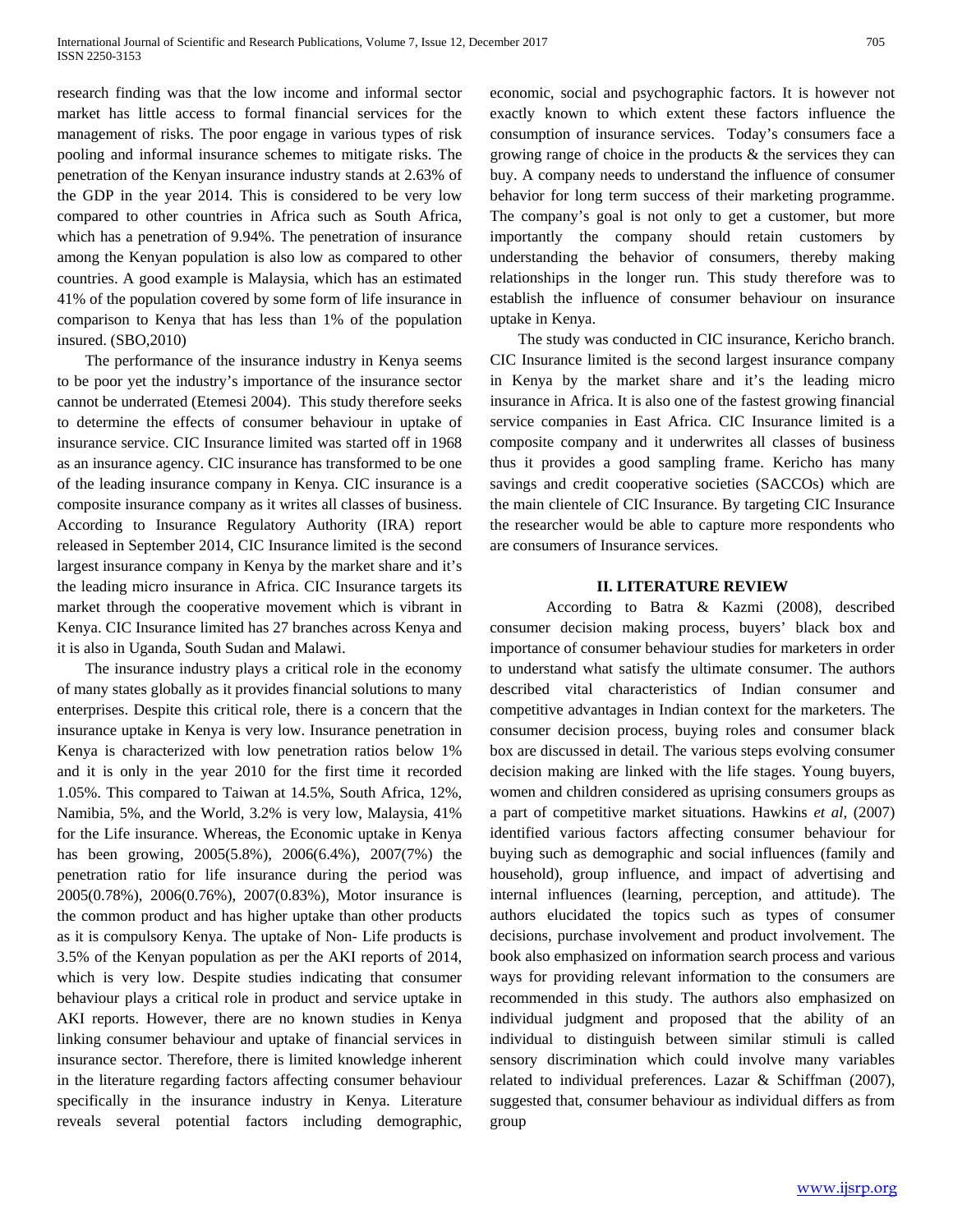research finding was that the low income and informal sector market has little access to formal financial services for the management of risks. The poor engage in various types of risk pooling and informal insurance schemes to mitigate risks. The penetration of the Kenyan insurance industry stands at 2.63% of the GDP in the year 2014. This is considered to be very low compared to other countries in Africa such as South Africa, which has a penetration of 9.94%. The penetration of insurance among the Kenyan population is also low as compared to other countries. A good example is Malaysia, which has an estimated 41% of the population covered by some form of life insurance in comparison to Kenya that has less than 1% of the population insured. (SBO,2010)

The performance of the insurance industry in Kenya seems to be poor yet the industry's importance of the insurance sector cannot be underrated (Etemesi 2004). This study therefore seeks to determine the effects of consumer behaviour in uptake of insurance service. CIC Insurance limited was started off in 1968 as an insurance agency. CIC insurance has transformed to be one of the leading insurance company in Kenya. CIC insurance is a composite insurance company as it writes all classes of business. According to Insurance Regulatory Authority (IRA) report released in September 2014, CIC Insurance limited is the second largest insurance company in Kenya by the market share and it's the leading micro insurance in Africa. CIC Insurance targets its market through the cooperative movement which is vibrant in Kenya. CIC Insurance limited has 27 branches across Kenya and it is also in Uganda, South Sudan and Malawi.

The insurance industry plays a critical role in the economy of many states globally as it provides financial solutions to many enterprises. Despite this critical role, there is a concern that the insurance uptake in Kenya is very low. Insurance penetration in Kenya is characterized with low penetration ratios below 1% and it is only in the year 2010 for the first time it recorded 1.05%. This compared to Taiwan at 14.5%, South Africa, 12%, Namibia, 5%, and the World, 3.2% is very low, Malaysia, 41% for the Life insurance. Whereas, the Economic uptake in Kenya has been growing, 2005(5.8%), 2006(6.4%), 2007(7%) the penetration ratio for life insurance during the period was 2005(0.78%), 2006(0.76%), 2007(0.83%), Motor insurance is the common product and has higher uptake than other products as it is compulsory Kenya. The uptake of Non- Life products is 3.5% of the Kenyan population as per the AKI reports of 2014, which is very low. Despite studies indicating that consumer behaviour plays a critical role in product and service uptake in AKI reports. However, there are no known studies in Kenya linking consumer behaviour and uptake of financial services in insurance sector. Therefore, there is limited knowledge inherent in the literature regarding factors affecting consumer behaviour specifically in the insurance industry in Kenya. Literature reveals several potential factors including demographic, economic, social and psychographic factors. It is however not exactly known to which extent these factors influence the consumption of insurance services. Today's consumers face a growing range of choice in the products & the services they can buy. A company needs to understand the influence of consumer behavior for long term success of their marketing programme. The company's goal is not only to get a customer, but more importantly the company should retain customers by understanding the behavior of consumers, thereby making relationships in the longer run. This study therefore was to establish the influence of consumer behaviour on insurance uptake in Kenya.

The study was conducted in CIC insurance, Kericho branch. CIC Insurance limited is the second largest insurance company in Kenya by the market share and it's the leading micro insurance in Africa. It is also one of the fastest growing financial service companies in East Africa. CIC Insurance limited is a composite company and it underwrites all classes of business thus it provides a good sampling frame. Kericho has many savings and credit cooperative societies (SACCOs) which are the main clientele of CIC Insurance. By targeting CIC Insurance the researcher would be able to capture more respondents who are consumers of Insurance services.

## II. LITERATURE REVIEW

According to Batra & Kazmi (2008), described consumer decision making process, buyers' black box and importance of consumer behaviour studies for marketers in order to understand what satisfy the ultimate consumer. The authors described vital characteristics of Indian consumer and competitive advantages in Indian context for the marketers. The consumer decision process, buying roles and consumer black box are discussed in detail. The various steps evolving consumer decision making are linked with the life stages. Young buyers, women and children considered as uprising consumers groups as a part of competitive market situations. Hawkins *et al*, (2007) identified various factors affecting consumer behaviour for buying such as demographic and social influences (family and household), group influence, and impact of advertising and internal influences (learning, perception, and attitude). The authors elucidated the topics such as types of consumer decisions, purchase involvement and product involvement. The book also emphasized on information search process and various ways for providing relevant information to the consumers are recommended in this study. The authors also emphasized on individual judgment and proposed that the ability of an individual to distinguish between similar stimuli is called sensory discrimination which could involve many variables related to individual preferences. Lazar & Schiffman (2007), suggested that, consumer behaviour as individual differs as from group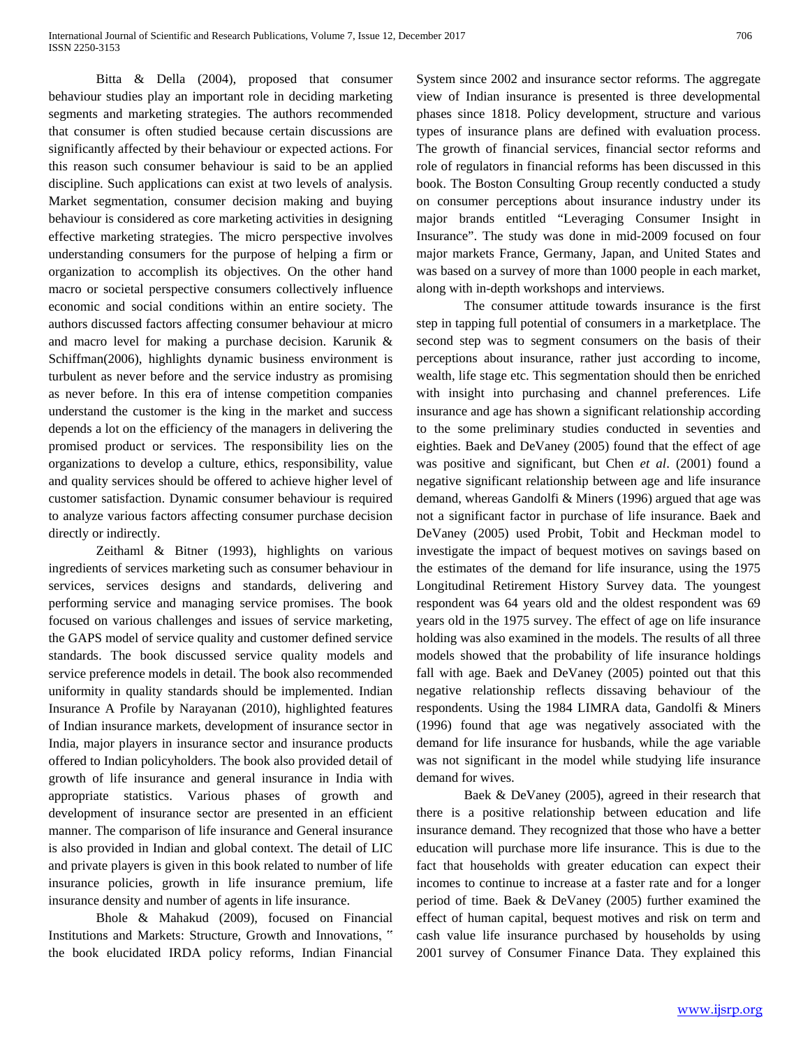Bitta & Della (2004), proposed that consumer behaviour studies play an important role in deciding marketing segments and marketing strategies. The authors recommended that consumer is often studied because certain discussions are significantly affected by their behaviour or expected actions. For this reason such consumer behaviour is said to be an applied discipline. Such applications can exist at two levels of analysis. Market segmentation, consumer decision making and buying behaviour is considered as core marketing activities in designing effective marketing strategies. The micro perspective involves understanding consumers for the purpose of helping a firm or organization to accomplish its objectives. On the other hand macro or societal perspective consumers collectively influence economic and social conditions within an entire society. The authors discussed factors affecting consumer behaviour at micro and macro level for making a purchase decision. Karunik & Schiffman(2006), highlights dynamic business environment is turbulent as never before and the service industry as promising as never before. In this era of intense competition companies understand the customer is the king in the market and success depends a lot on the efficiency of the managers in delivering the promised product or services. The responsibility lies on the organizations to develop a culture, ethics, responsibility, value and quality services should be offered to achieve higher level of customer satisfaction. Dynamic consumer behaviour is required to analyze various factors affecting consumer purchase decision directly or indirectly.

Zeithaml & Bitner (1993), highlights on various ingredients of services marketing such as consumer behaviour in services, services designs and standards, delivering and performing service and managing service promises. The book focused on various challenges and issues of service marketing, the GAPS model of service quality and customer defined service standards. The book discussed service quality models and service preference models in detail. The book also recommended uniformity in quality standards should be implemented. Indian Insurance A Profile by Narayanan (2010), highlighted features of Indian insurance markets, development of insurance sector in India, major players in insurance sector and insurance products offered to Indian policyholders. The book also provided detail of growth of life insurance and general insurance in India with appropriate statistics. Various phases of growth and development of insurance sector are presented in an efficient manner. The comparison of life insurance and General insurance is also provided in Indian and global context. The detail of LIC and private players is given in this book related to number of life insurance policies, growth in life insurance premium, life insurance density and number of agents in life insurance.

Bhole & Mahakud (2009), focused on Financial Institutions and Markets: Structure, Growth and Innovations, " the book elucidated IRDA policy reforms, Indian Financial System since 2002 and insurance sector reforms. The aggregate view of Indian insurance is presented is three developmental phases since 1818. Policy development, structure and various types of insurance plans are defined with evaluation process. The growth of financial services, financial sector reforms and role of regulators in financial reforms has been discussed in this book. The Boston Consulting Group recently conducted a study on consumer perceptions about insurance industry under its major brands entitled "Leveraging Consumer Insight in Insurance". The study was done in mid-2009 focused on four major markets France, Germany, Japan, and United States and was based on a survey of more than 1000 people in each market, along with in-depth workshops and interviews.

The consumer attitude towards insurance is the first step in tapping full potential of consumers in a marketplace. The second step was to segment consumers on the basis of their perceptions about insurance, rather just according to income, wealth, life stage etc. This segmentation should then be enriched with insight into purchasing and channel preferences. Life insurance and age has shown a significant relationship according to the some preliminary studies conducted in seventies and eighties. Baek and DeVaney (2005) found that the effect of age was positive and significant, but Chen *et al*. (2001) found a negative significant relationship between age and life insurance demand, whereas Gandolfi & Miners (1996) argued that age was not a significant factor in purchase of life insurance. Baek and DeVaney (2005) used Probit, Tobit and Heckman model to investigate the impact of bequest motives on savings based on the estimates of the demand for life insurance, using the 1975 Longitudinal Retirement History Survey data. The youngest respondent was 64 years old and the oldest respondent was 69 years old in the 1975 survey. The effect of age on life insurance holding was also examined in the models. The results of all three models showed that the probability of life insurance holdings fall with age. Baek and DeVaney (2005) pointed out that this negative relationship reflects dissaving behaviour of the respondents. Using the 1984 LIMRA data, Gandolfi & Miners (1996) found that age was negatively associated with the demand for life insurance for husbands, while the age variable was not significant in the model while studying life insurance demand for wives.

Baek & DeVaney (2005), agreed in their research that there is a positive relationship between education and life insurance demand. They recognized that those who have a better education will purchase more life insurance. This is due to the fact that households with greater education can expect their incomes to continue to increase at a faster rate and for a longer period of time. Baek & DeVaney (2005) further examined the effect of human capital, bequest motives and risk on term and cash value life insurance purchased by households by using 2001 survey of Consumer Finance Data. They explained this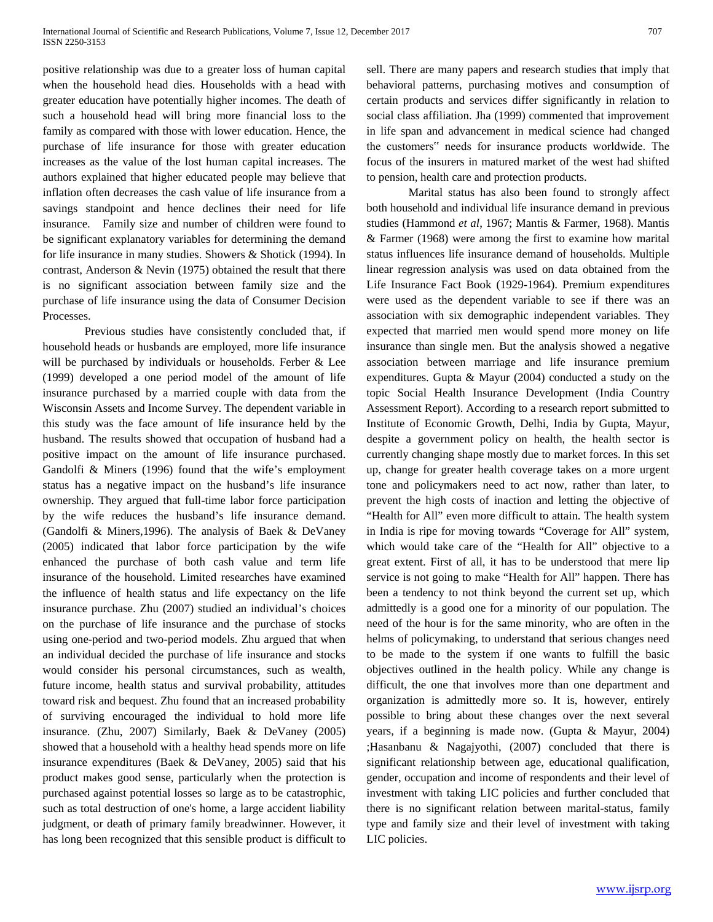positive relationship was due to a greater loss of human capital when the household head dies. Households with a head with greater education have potentially higher incomes. The death of such a household head will bring more financial loss to the family as compared with those with lower education. Hence, the purchase of life insurance for those with greater education increases as the value of the lost human capital increases. The authors explained that higher educated people may believe that inflation often decreases the cash value of life insurance from a savings standpoint and hence declines their need for life insurance. Family size and number of children were found to be significant explanatory variables for determining the demand for life insurance in many studies. Showers & Shotick (1994). In contrast, Anderson & Nevin (1975) obtained the result that there is no significant association between family size and the purchase of life insurance using the data of Consumer Decision Processes.

Previous studies have consistently concluded that, if household heads or husbands are employed, more life insurance will be purchased by individuals or households. Ferber & Lee (1999) developed a one period model of the amount of life insurance purchased by a married couple with data from the Wisconsin Assets and Income Survey. The dependent variable in this study was the face amount of life insurance held by the husband. The results showed that occupation of husband had a positive impact on the amount of life insurance purchased. Gandolfi & Miners (1996) found that the wife's employment status has a negative impact on the husband's life insurance ownership. They argued that full-time labor force participation by the wife reduces the husband's life insurance demand. (Gandolfi & Miners,1996). The analysis of Baek & DeVaney (2005) indicated that labor force participation by the wife enhanced the purchase of both cash value and term life insurance of the household. Limited researches have examined the influence of health status and life expectancy on the life insurance purchase. Zhu (2007) studied an individual's choices on the purchase of life insurance and the purchase of stocks using one-period and two-period models. Zhu argued that when an individual decided the purchase of life insurance and stocks would consider his personal circumstances, such as wealth, future income, health status and survival probability, attitudes toward risk and bequest. Zhu found that an increased probability of surviving encouraged the individual to hold more life insurance. (Zhu, 2007) Similarly, Baek & DeVaney (2005) showed that a household with a healthy head spends more on life insurance expenditures (Baek & DeVaney, 2005) said that his product makes good sense, particularly when the protection is purchased against potential losses so large as to be catastrophic, such as total destruction of one's home, a large accident liability judgment, or death of primary family breadwinner. However, it has long been recognized that this sensible product is difficult to sell. There are many papers and research studies that imply that behavioral patterns, purchasing motives and consumption of certain products and services differ significantly in relation to social class affiliation. Jha (1999) commented that improvement in life span and advancement in medical science had changed the customers" needs for insurance products worldwide. The focus of the insurers in matured market of the west had shifted to pension, health care and protection products.

Marital status has also been found to strongly affect both household and individual life insurance demand in previous studies (Hammond *et al*, 1967; Mantis & Farmer, 1968). Mantis & Farmer (1968) were among the first to examine how marital status influences life insurance demand of households. Multiple linear regression analysis was used on data obtained from the Life Insurance Fact Book (1929-1964). Premium expenditures were used as the dependent variable to see if there was an association with six demographic independent variables. They expected that married men would spend more money on life insurance than single men. But the analysis showed a negative association between marriage and life insurance premium expenditures. Gupta & Mayur (2004) conducted a study on the topic Social Health Insurance Development (India Country Assessment Report). According to a research report submitted to Institute of Economic Growth, Delhi, India by Gupta, Mayur, despite a government policy on health, the health sector is currently changing shape mostly due to market forces. In this set up, change for greater health coverage takes on a more urgent tone and policymakers need to act now, rather than later, to prevent the high costs of inaction and letting the objective of "Health for All" even more difficult to attain. The health system in India is ripe for moving towards "Coverage for All" system, which would take care of the "Health for All" objective to a great extent. First of all, it has to be understood that mere lip service is not going to make "Health for All" happen. There has been a tendency to not think beyond the current set up, which admittedly is a good one for a minority of our population. The need of the hour is for the same minority, who are often in the helms of policymaking, to understand that serious changes need to be made to the system if one wants to fulfill the basic objectives outlined in the health policy. While any change is difficult, the one that involves more than one department and organization is admittedly more so. It is, however, entirely possible to bring about these changes over the next several years, if a beginning is made now. (Gupta & Mayur, 2004) ;Hasanbanu & Nagajyothi, (2007) concluded that there is significant relationship between age, educational qualification, gender, occupation and income of respondents and their level of investment with taking LIC policies and further concluded that there is no significant relation between marital-status, family type and family size and their level of investment with taking LIC policies.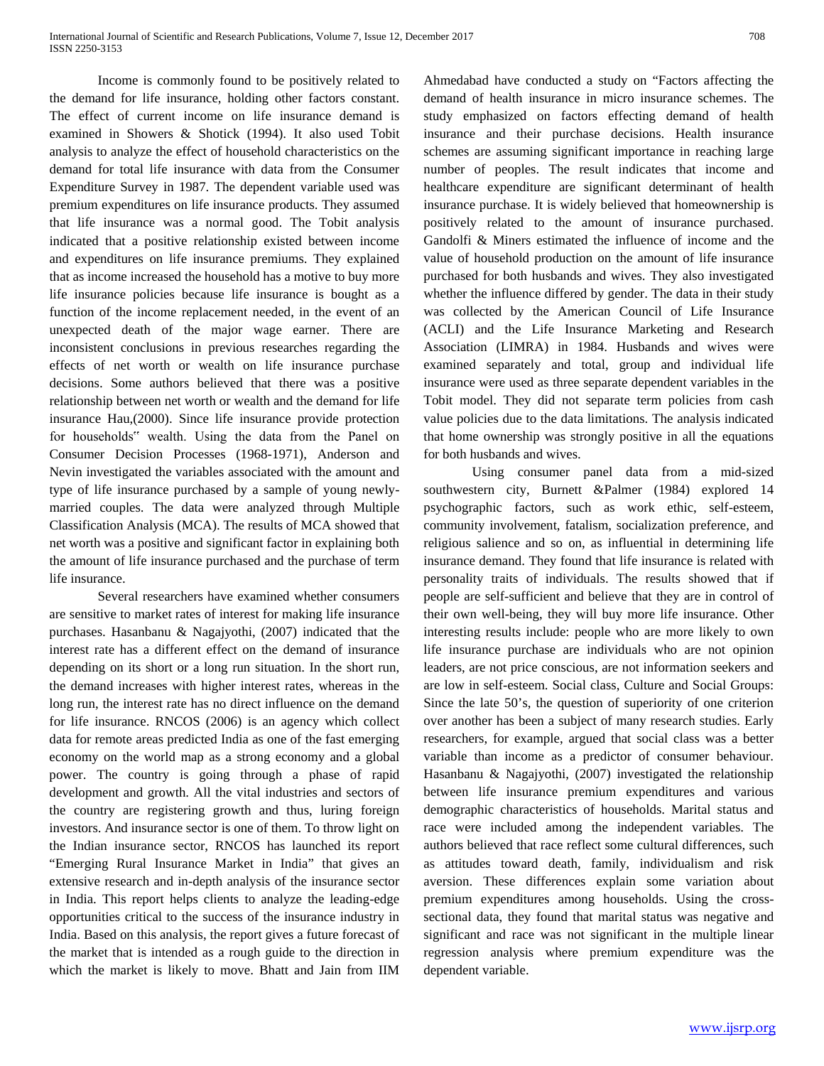Income is commonly found to be positively related to the demand for life insurance, holding other factors constant. The effect of current income on life insurance demand is examined in Showers & Shotick (1994). It also used Tobit analysis to analyze the effect of household characteristics on the demand for total life insurance with data from the Consumer Expenditure Survey in 1987. The dependent variable used was premium expenditures on life insurance products. They assumed that life insurance was a normal good. The Tobit analysis indicated that a positive relationship existed between income and expenditures on life insurance premiums. They explained that as income increased the household has a motive to buy more life insurance policies because life insurance is bought as a function of the income replacement needed, in the event of an unexpected death of the major wage earner. There are inconsistent conclusions in previous researches regarding the effects of net worth or wealth on life insurance purchase decisions. Some authors believed that there was a positive relationship between net worth or wealth and the demand for life insurance Hau,(2000). Since life insurance provide protection for households" wealth. Using the data from the Panel on Consumer Decision Processes (1968-1971), Anderson and Nevin investigated the variables associated with the amount and type of life insurance purchased by a sample of young newly-married couples. The data were analyzed through Multiple Classification Analysis (MCA). The results of MCA showed that net worth was a positive and significant factor in explaining both the amount of life insurance purchased and the purchase of term life insurance.

Several researchers have examined whether consumers are sensitive to market rates of interest for making life insurance purchases. Hasanbanu & Nagajyothi, (2007) indicated that the interest rate has a different effect on the demand of insurance depending on its short or a long run situation. In the short run, the demand increases with higher interest rates, whereas in the long run, the interest rate has no direct influence on the demand for life insurance. RNCOS (2006) is an agency which collect data for remote areas predicted India as one of the fast emerging economy on the world map as a strong economy and a global power. The country is going through a phase of rapid development and growth. All the vital industries and sectors of the country are registering growth and thus, luring foreign investors. And insurance sector is one of them. To throw light on the Indian insurance sector, RNCOS has launched its report "Emerging Rural Insurance Market in India" that gives an extensive research and in-depth analysis of the insurance sector in India. This report helps clients to analyze the leading-edge opportunities critical to the success of the insurance industry in India. Based on this analysis, the report gives a future forecast of the market that is intended as a rough guide to the direction in which the market is likely to move. Bhatt and Jain from IIM Ahmedabad have conducted a study on "Factors affecting the demand of health insurance in micro insurance schemes. The study emphasized on factors effecting demand of health insurance and their purchase decisions. Health insurance schemes are assuming significant importance in reaching large number of peoples. The result indicates that income and healthcare expenditure are significant determinant of health insurance purchase. It is widely believed that homeownership is positively related to the amount of insurance purchased. Gandolfi & Miners estimated the influence of income and the value of household production on the amount of life insurance purchased for both husbands and wives. They also investigated whether the influence differed by gender. The data in their study was collected by the American Council of Life Insurance (ACLI) and the Life Insurance Marketing and Research Association (LIMRA) in 1984. Husbands and wives were examined separately and total, group and individual life insurance were used as three separate dependent variables in the Tobit model. They did not separate term policies from cash value policies due to the data limitations. The analysis indicated that home ownership was strongly positive in all the equations for both husbands and wives.

Using consumer panel data from a mid-sized southwestern city, Burnett &Palmer (1984) explored 14 psychographic factors, such as work ethic, self-esteem, community involvement, fatalism, socialization preference, and religious salience and so on, as influential in determining life insurance demand. They found that life insurance is related with personality traits of individuals. The results showed that if people are self-sufficient and believe that they are in control of their own well-being, they will buy more life insurance. Other interesting results include: people who are more likely to own life insurance purchase are individuals who are not opinion leaders, are not price conscious, are not information seekers and are low in self-esteem. Social class, Culture and Social Groups: Since the late 50's, the question of superiority of one criterion over another has been a subject of many research studies. Early researchers, for example, argued that social class was a better variable than income as a predictor of consumer behaviour. Hasanbanu & Nagajyothi, (2007) investigated the relationship between life insurance premium expenditures and various demographic characteristics of households. Marital status and race were included among the independent variables. The authors believed that race reflect some cultural differences, such as attitudes toward death, family, individualism and risk aversion. These differences explain some variation about premium expenditures among households. Using the cross-sectional data, they found that marital status was negative and significant and race was not significant in the multiple linear regression analysis where premium expenditure was the dependent variable.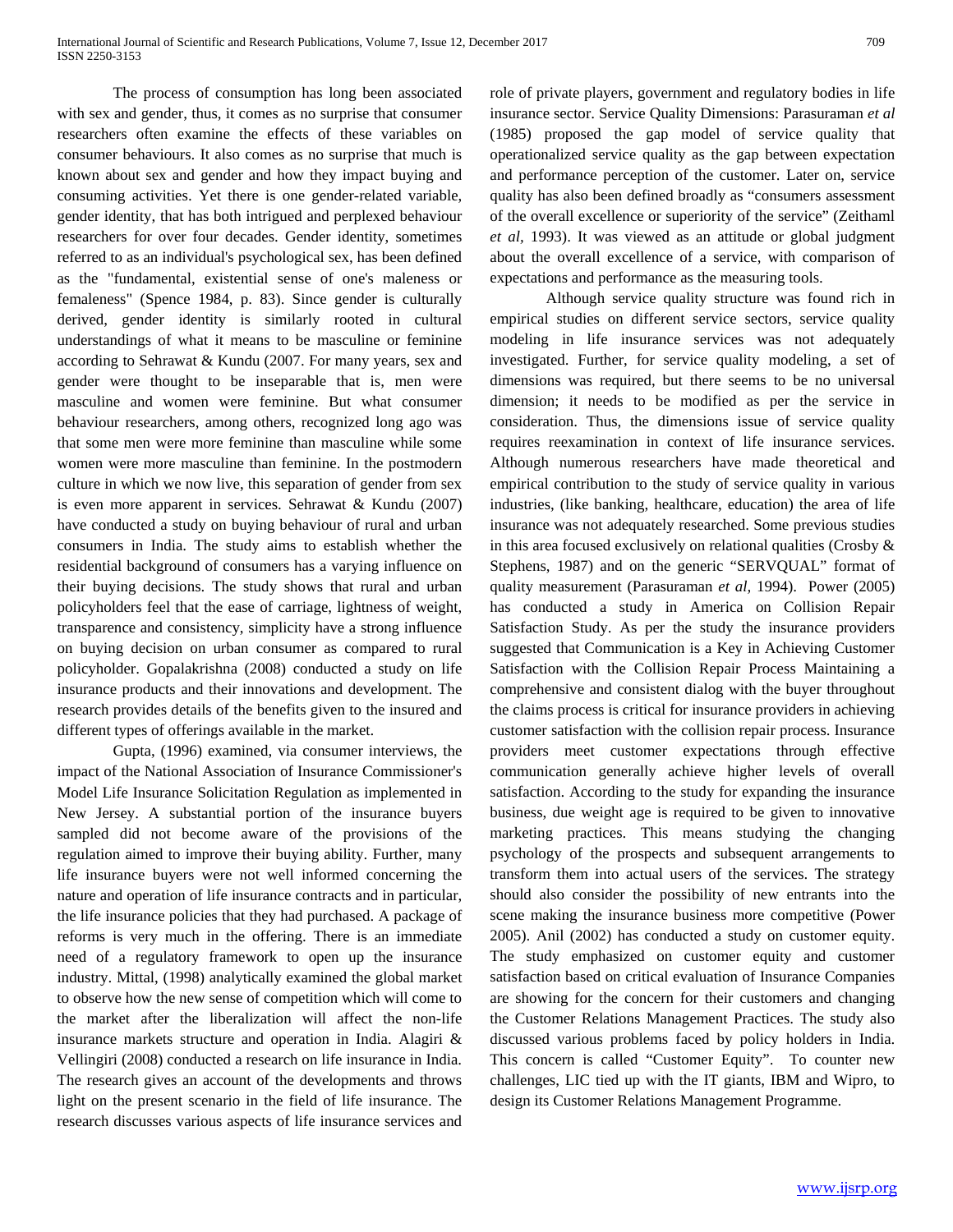The process of consumption has long been associated with sex and gender, thus, it comes as no surprise that consumer researchers often examine the effects of these variables on consumer behaviours. It also comes as no surprise that much is known about sex and gender and how they impact buying and consuming activities. Yet there is one gender-related variable, gender identity, that has both intrigued and perplexed behaviour researchers for over four decades. Gender identity, sometimes referred to as an individual's psychological sex, has been defined as the "fundamental, existential sense of one's maleness or femaleness" (Spence 1984, p. 83). Since gender is culturally derived, gender identity is similarly rooted in cultural understandings of what it means to be masculine or feminine according to Sehrawat & Kundu (2007. For many years, sex and gender were thought to be inseparable that is, men were masculine and women were feminine. But what consumer behaviour researchers, among others, recognized long ago was that some men were more feminine than masculine while some women were more masculine than feminine. In the postmodern culture in which we now live, this separation of gender from sex is even more apparent in services. Sehrawat & Kundu (2007) have conducted a study on buying behaviour of rural and urban consumers in India. The study aims to establish whether the residential background of consumers has a varying influence on their buying decisions. The study shows that rural and urban policyholders feel that the ease of carriage, lightness of weight, transparence and consistency, simplicity have a strong influence on buying decision on urban consumer as compared to rural policyholder. Gopalakrishna (2008) conducted a study on life insurance products and their innovations and development. The research provides details of the benefits given to the insured and different types of offerings available in the market.

Gupta, (1996) examined, via consumer interviews, the impact of the National Association of Insurance Commissioner's Model Life Insurance Solicitation Regulation as implemented in New Jersey. A substantial portion of the insurance buyers sampled did not become aware of the provisions of the regulation aimed to improve their buying ability. Further, many life insurance buyers were not well informed concerning the nature and operation of life insurance contracts and in particular, the life insurance policies that they had purchased. A package of reforms is very much in the offering. There is an immediate need of a regulatory framework to open up the insurance industry. Mittal, (1998) analytically examined the global market to observe how the new sense of competition which will come to the market after the liberalization will affect the non-life insurance markets structure and operation in India. Alagiri & Vellingiri (2008) conducted a research on life insurance in India. The research gives an account of the developments and throws light on the present scenario in the field of life insurance. The research discusses various aspects of life insurance services and role of private players, government and regulatory bodies in life insurance sector. Service Quality Dimensions: Parasuraman *et al* (1985) proposed the gap model of service quality that operationalized service quality as the gap between expectation and performance perception of the customer. Later on, service quality has also been defined broadly as "consumers assessment of the overall excellence or superiority of the service" (Zeithaml *et al,* 1993). It was viewed as an attitude or global judgment about the overall excellence of a service, with comparison of expectations and performance as the measuring tools.

Although service quality structure was found rich in empirical studies on different service sectors, service quality modeling in life insurance services was not adequately investigated. Further, for service quality modeling, a set of dimensions was required, but there seems to be no universal dimension; it needs to be modified as per the service in consideration. Thus, the dimensions issue of service quality requires reexamination in context of life insurance services. Although numerous researchers have made theoretical and empirical contribution to the study of service quality in various industries, (like banking, healthcare, education) the area of life insurance was not adequately researched. Some previous studies in this area focused exclusively on relational qualities (Crosby & Stephens, 1987) and on the generic "SERVQUAL" format of quality measurement (Parasuraman *et al,* 1994). Power (2005) has conducted a study in America on Collision Repair Satisfaction Study. As per the study the insurance providers suggested that Communication is a Key in Achieving Customer Satisfaction with the Collision Repair Process Maintaining a comprehensive and consistent dialog with the buyer throughout the claims process is critical for insurance providers in achieving customer satisfaction with the collision repair process. Insurance providers meet customer expectations through effective communication generally achieve higher levels of overall satisfaction. According to the study for expanding the insurance business, due weight age is required to be given to innovative marketing practices. This means studying the changing psychology of the prospects and subsequent arrangements to transform them into actual users of the services. The strategy should also consider the possibility of new entrants into the scene making the insurance business more competitive (Power 2005). Anil (2002) has conducted a study on customer equity. The study emphasized on customer equity and customer satisfaction based on critical evaluation of Insurance Companies are showing for the concern for their customers and changing the Customer Relations Management Practices. The study also discussed various problems faced by policy holders in India. This concern is called "Customer Equity". To counter new challenges, LIC tied up with the IT giants, IBM and Wipro, to design its Customer Relations Management Programme.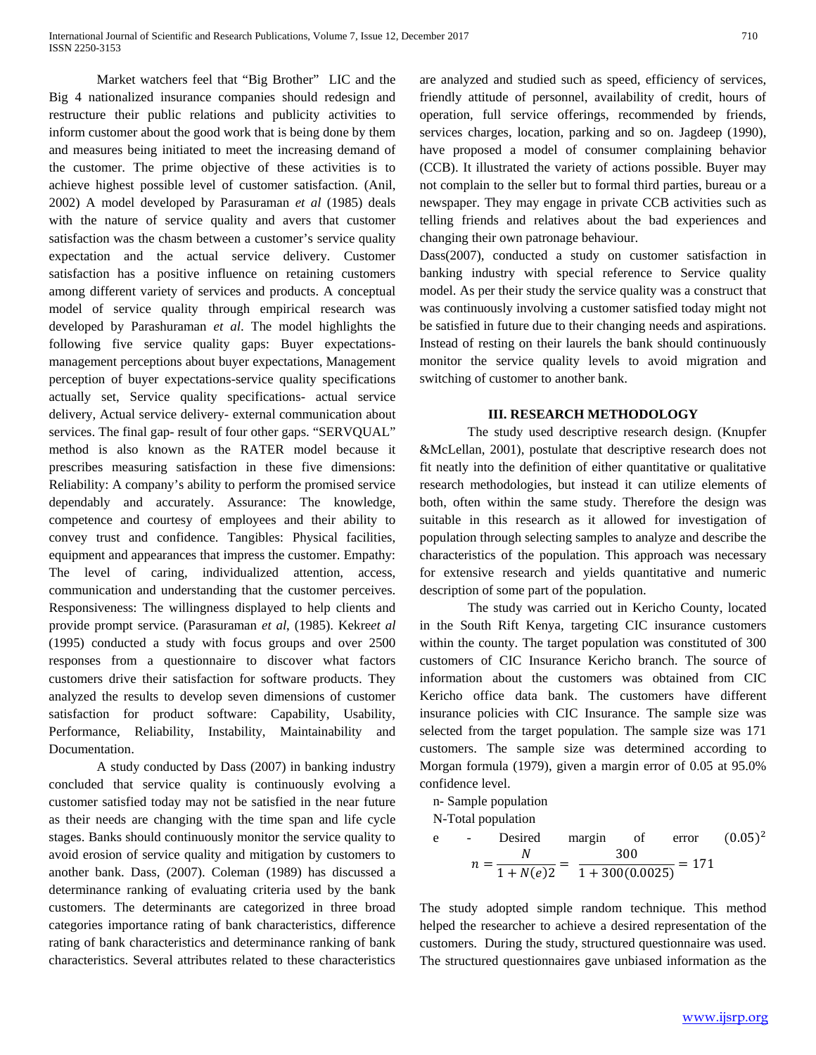Market watchers feel that "Big Brother" LIC and the Big 4 nationalized insurance companies should redesign and restructure their public relations and publicity activities to inform customer about the good work that is being done by them and measures being initiated to meet the increasing demand of the customer. The prime objective of these activities is to achieve highest possible level of customer satisfaction. (Anil, 2002) A model developed by Parasuraman *et al* (1985) deals with the nature of service quality and avers that customer satisfaction was the chasm between a customer's service quality expectation and the actual service delivery. Customer satisfaction has a positive influence on retaining customers among different variety of services and products. A conceptual model of service quality through empirical research was developed by Parashuraman *et al*. The model highlights the following five service quality gaps: Buyer expectations-management perceptions about buyer expectations, Management perception of buyer expectations-service quality specifications actually set, Service quality specifications- actual service delivery, Actual service delivery- external communication about services. The final gap- result of four other gaps. "SERVQUAL" method is also known as the RATER model because it prescribes measuring satisfaction in these five dimensions: Reliability: A company's ability to perform the promised service dependably and accurately. Assurance: The knowledge, competence and courtesy of employees and their ability to convey trust and confidence. Tangibles: Physical facilities, equipment and appearances that impress the customer. Empathy: The level of caring, individualized attention, access, communication and understanding that the customer perceives. Responsiveness: The willingness displayed to help clients and provide prompt service. (Parasuraman *et al*, (1985). Kekre*et al* (1995) conducted a study with focus groups and over 2500 responses from a questionnaire to discover what factors customers drive their satisfaction for software products. They analyzed the results to develop seven dimensions of customer satisfaction for product software: Capability, Usability, Performance, Reliability, Instability, Maintainability and Documentation.

A study conducted by Dass (2007) in banking industry concluded that service quality is continuously evolving a customer satisfied today may not be satisfied in the near future as their needs are changing with the time span and life cycle stages. Banks should continuously monitor the service quality to avoid erosion of service quality and mitigation by customers to another bank. Dass, (2007). Coleman (1989) has discussed a determinance ranking of evaluating criteria used by the bank customers. The determinants are categorized in three broad categories importance rating of bank characteristics, difference rating of bank characteristics and determinance ranking of bank characteristics. Several attributes related to these characteristics are analyzed and studied such as speed, efficiency of services, friendly attitude of personnel, availability of credit, hours of operation, full service offerings, recommended by friends, services charges, location, parking and so on. Jagdeep (1990), have proposed a model of consumer complaining behavior (CCB). It illustrated the variety of actions possible. Buyer may not complain to the seller but to formal third parties, bureau or a newspaper. They may engage in private CCB activities such as telling friends and relatives about the bad experiences and changing their own patronage behaviour.

Dass(2007), conducted a study on customer satisfaction in banking industry with special reference to Service quality model. As per their study the service quality was a construct that was continuously involving a customer satisfied today might not be satisfied in future due to their changing needs and aspirations. Instead of resting on their laurels the bank should continuously monitor the service quality levels to avoid migration and switching of customer to another bank.

## III. RESEARCH METHODOLOGY

The study used descriptive research design. (Knupfer &McLellan, 2001), postulate that descriptive research does not fit neatly into the definition of either quantitative or qualitative research methodologies, but instead it can utilize elements of both, often within the same study. Therefore the design was suitable in this research as it allowed for investigation of population through selecting samples to analyze and describe the characteristics of the population. This approach was necessary for extensive research and yields quantitative and numeric description of some part of the population.

The study was carried out in Kericho County, located in the South Rift Kenya, targeting CIC insurance customers within the county. The target population was constituted of 300 customers of CIC Insurance Kericho branch. The source of information about the customers was obtained from CIC Kericho office data bank. The customers have different insurance policies with CIC Insurance. The sample size was selected from the target population. The sample size was 171 customers. The sample size was determined according to Morgan formula (1979), given a margin error of 0.05 at 95.0% confidence level.

n- Sample population

N-Total population

e - Desired margin of error $(0.05)^2$

$$n = \frac{N}{1 + N(e)2} = \frac{300}{1 + 300(0.0025)} = 171$$

The study adopted simple random technique. This method helped the researcher to achieve a desired representation of the customers. During the study, structured questionnaire was used. The structured questionnaires gave unbiased information as the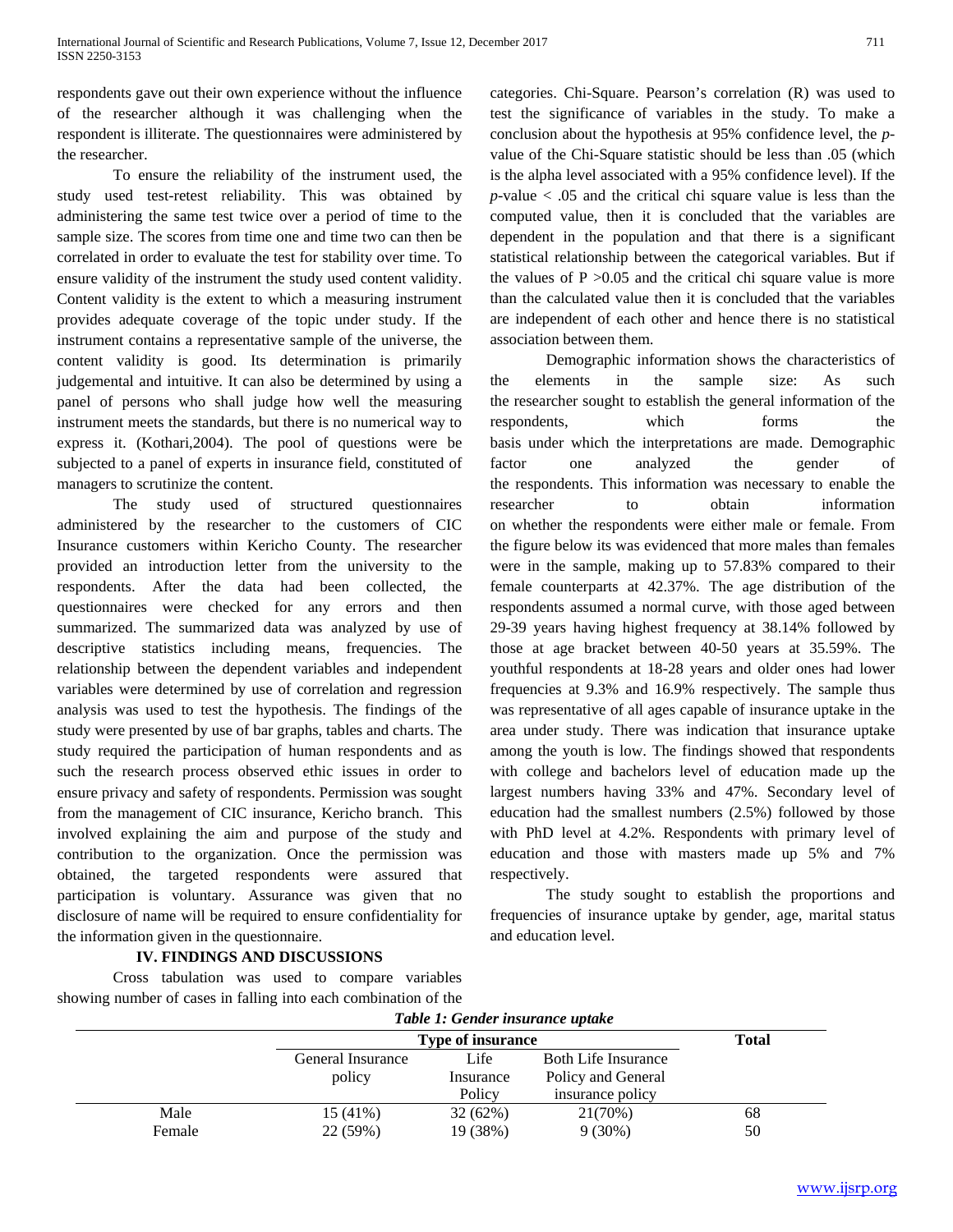respondents gave out their own experience without the influence of the researcher although it was challenging when the respondent is illiterate. The questionnaires were administered by the researcher.

To ensure the reliability of the instrument used, the study used test-retest reliability. This was obtained by administering the same test twice over a period of time to the sample size. The scores from time one and time two can then be correlated in order to evaluate the test for stability over time. To ensure validity of the instrument the study used content validity. Content validity is the extent to which a measuring instrument provides adequate coverage of the topic under study. If the instrument contains a representative sample of the universe, the content validity is good. Its determination is primarily judgemental and intuitive. It can also be determined by using a panel of persons who shall judge how well the measuring instrument meets the standards, but there is no numerical way to express it. (Kothari,2004). The pool of questions were be subjected to a panel of experts in insurance field, constituted of managers to scrutinize the content.

The study used of structured questionnaires administered by the researcher to the customers of CIC Insurance customers within Kericho County. The researcher provided an introduction letter from the university to the respondents. After the data had been collected, the questionnaires were checked for any errors and then summarized. The summarized data was analyzed by use of descriptive statistics including means, frequencies. The relationship between the dependent variables and independent variables were determined by use of correlation and regression analysis was used to test the hypothesis. The findings of the study were presented by use of bar graphs, tables and charts. The study required the participation of human respondents and as such the research process observed ethic issues in order to ensure privacy and safety of respondents. Permission was sought from the management of CIC insurance, Kericho branch. This involved explaining the aim and purpose of the study and contribution to the organization. Once the permission was obtained, the targeted respondents were assured that participation is voluntary. Assurance was given that no disclosure of name will be required to ensure confidentiality for the information given in the questionnaire.

## IV. FINDINGS AND DISCUSSIONS

Cross tabulation was used to compare variables showing number of cases in falling into each combination of the categories. Chi-Square. Pearson's correlation (R) was used to test the significance of variables in the study. To make a conclusion about the hypothesis at 95% confidence level, the *p*-value of the Chi-Square statistic should be less than .05 (which is the alpha level associated with a 95% confidence level). If the *p*-value < .05 and the critical chi square value is less than the computed value, then it is concluded that the variables are dependent in the population and that there is a significant statistical relationship between the categorical variables. But if the values of P >0.05 and the critical chi square value is more than the calculated value then it is concluded that the variables are independent of each other and hence there is no statistical association between them.

Demographic information shows the characteristics of the elements in the sample size: As such the researcher sought to establish the general information of the respondents, which forms the basis under which the interpretations are made. Demographic factor one analyzed the gender of the respondents. This information was necessary to enable the researcher to obtain information on whether the respondents were either male or female. From the figure below its was evidenced that more males than females were in the sample, making up to 57.83% compared to their female counterparts at 42.37%. The age distribution of the respondents assumed a normal curve, with those aged between 29-39 years having highest frequency at 38.14% followed by those at age bracket between 40-50 years at 35.59%. The youthful respondents at 18-28 years and older ones had lower frequencies at 9.3% and 16.9% respectively. The sample thus was representative of all ages capable of insurance uptake in the area under study. There was indication that insurance uptake among the youth is low. The findings showed that respondents with college and bachelors level of education made up the largest numbers having 33% and 47%. Secondary level of education had the smallest numbers (2.5%) followed by those with PhD level at 4.2%. Respondents with primary level of education and those with masters made up 5% and 7% respectively.

The study sought to establish the proportions and frequencies of insurance uptake by gender, age, marital status and education level.

***Table 1: Gender insurance uptake***

| | Type of insurance | | | Total |
|---|---|---|---|---|
| | General Insurance policy | Life Insurance Policy | Both Life Insurance Policy and General insurance policy | |
| Male | 15 (41%) | 32 (62%) | 21(70%) | 68 |
| Female | 22 (59%) | 19 (38%) | 9 (30%) | 50 |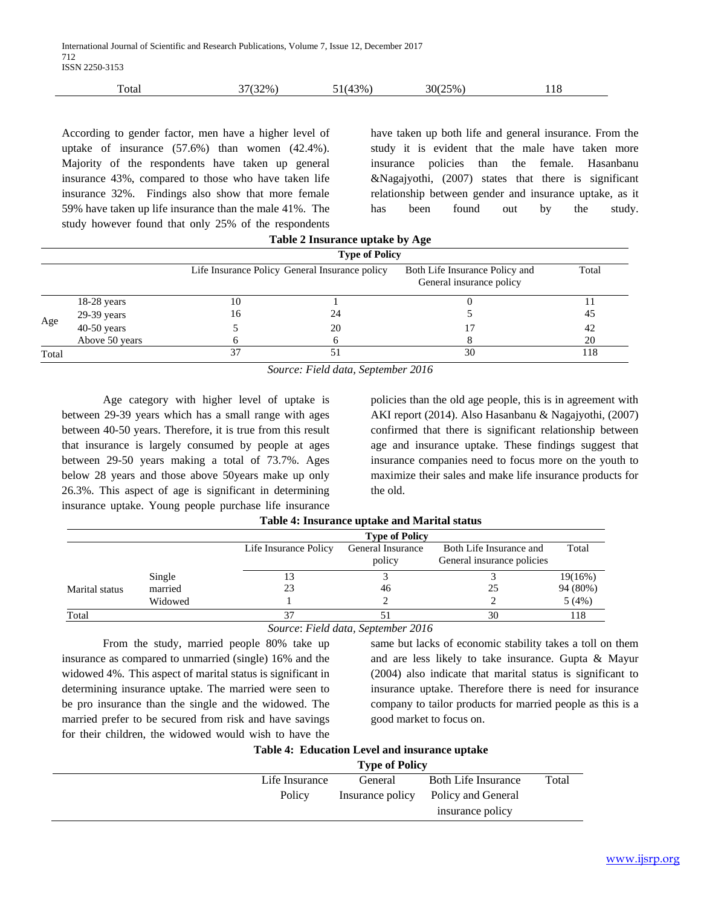| Total | 37(32%) | 51(43%) | 30(25%) | 118 |
|---|---|---|---|---|

According to gender factor, men have a higher level of uptake of insurance (57.6%) than women (42.4%). Majority of the respondents have taken up general insurance 43%, compared to those who have taken life insurance 32%. Findings also show that more female 59% have taken up life insurance than the male 41%. The study however found that only 25% of the respondents have taken up both life and general insurance. From the study it is evident that the male have taken more insurance policies than the female. Hasanbanu &Nagajyothi, (2007) states that there is significant relationship between gender and insurance uptake, as it has been found out by the study.

**Table 2 Insurance uptake by Age**

| | | Type of Policy | | | |
|---|---|---|---|---|---|
| | | Life Insurance Policy | General Insurance policy | Both Life Insurance Policy and General insurance policy | Total |
| Age | 18-28 years | 10 | 1 | 0 | 11 |
| | 29-39 years | 16 | 24 | 5 | 45 |
| | 40-50 years | 5 | 20 | 17 | 42 |
| | Above 50 years | 6 | 6 | 8 | 20 |
| Total | | 37 | 51 | 30 | 118 |

*Source: Field data, September 2016*

Age category with higher level of uptake is between 29-39 years which has a small range with ages between 40-50 years. Therefore, it is true from this result that insurance is largely consumed by people at ages between 29-50 years making a total of 73.7%. Ages below 28 years and those above 50years make up only 26.3%. This aspect of age is significant in determining insurance uptake. Young people purchase life insurance policies than the old age people, this is in agreement with AKI report (2014). Also Hasanbanu & Nagajyothi, (2007) confirmed that there is significant relationship between age and insurance uptake. These findings suggest that insurance companies need to focus more on the youth to maximize their sales and make life insurance products for the old.

**Table 4: Insurance uptake and Marital status**

| | | Type of Policy | | | |
|---|---|---|---|---|---|
| | | Life Insurance Policy | General Insurance policy | Both Life Insurance and General insurance policies | Total |
| Marital status | Single | 13 | 3 | 3 | 19(16%) |
| | married | 23 | 46 | 25 | 94 (80%) |
| | Widowed | 1 | 2 | 2 | 5 (4%) |
| Total | | 37 | 51 | 30 | 118 |

*Source: Field data, September 2016*

From the study, married people 80% take up insurance as compared to unmarried (single) 16% and the widowed 4%. This aspect of marital status is significant in determining insurance uptake. The married were seen to be pro insurance than the single and the widowed. The married prefer to be secured from risk and have savings for their children, the widowed would wish to have the same but lacks of economic stability takes a toll on them and are less likely to take insurance. Gupta & Mayur (2004) also indicate that marital status is significant to insurance uptake. Therefore there is need for insurance company to tailor products for married people as this is a good market to focus on.

**Table 4: Education Level and insurance uptake**

| | Type of Policy | | | |
|---|---|---|---|---|
| | Life Insurance Policy | General Insurance policy | Both Life Insurance Policy and General insurance policy | Total |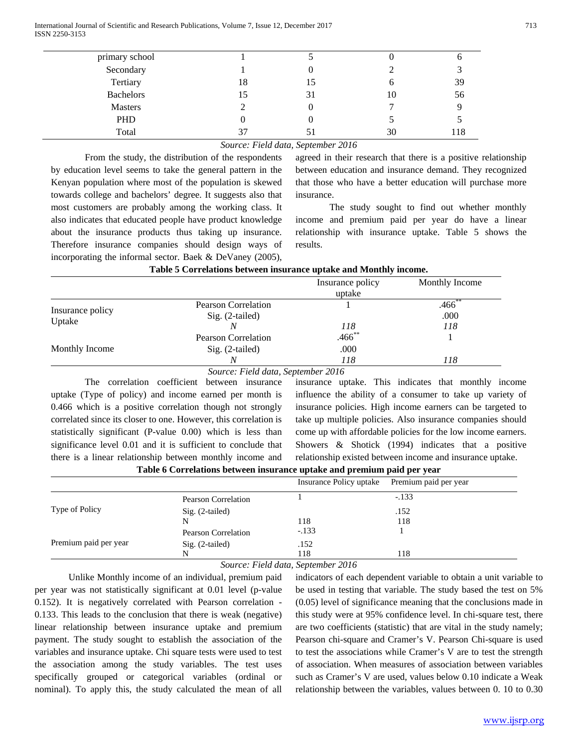| | | | | |
|---|---|---|---|---|
| primary school | 1 | 5 | 0 | 6 |
| Secondary | 1 | 0 | 2 | 3 |
| Tertiary | 18 | 15 | 6 | 39 |
| Bachelors | 15 | 31 | 10 | 56 |
| Masters | 2 | 0 | 7 | 9 |
| PHD | 0 | 0 | 5 | 5 |
| Total | 37 | 51 | 30 | 118 |

*Source: Field data, September 2016*

From the study, the distribution of the respondents by education level seems to take the general pattern in the Kenyan population where most of the population is skewed towards college and bachelors' degree. It suggests also that most customers are probably among the working class. It also indicates that educated people have product knowledge about the insurance products thus taking up insurance. Therefore insurance companies should design ways of incorporating the informal sector. Baek & DeVaney (2005), agreed in their research that there is a positive relationship between education and insurance demand. They recognized that those who have a better education will purchase more insurance.

The study sought to find out whether monthly income and premium paid per year do have a linear relationship with insurance uptake. Table 5 shows the results.

**Table 5 Correlations between insurance uptake and Monthly income.**

| | | Insurance policy uptake | Monthly Income |
|---|---|---|---|
| Insurance policy Uptake | Pearson Correlation | 1 | .466** |
| | Sig. (2-tailed) | | .000 |
| | *N* | *118* | *118* |
| Monthly Income | Pearson Correlation | .466** | 1 |
| | Sig. (2-tailed) | .000 | |
| | *N* | *118* | *118* |

*Source: Field data, September 2016*

The correlation coefficient between insurance uptake (Type of policy) and income earned per month is 0.466 which is a positive correlation though not strongly correlated since its closer to one. However, this correlation is statistically significant (P-value 0.00) which is less than significance level 0.01 and it is sufficient to conclude that there is a linear relationship between monthly income and insurance uptake. This indicates that monthly income influence the ability of a consumer to take up variety of insurance policies. High income earners can be targeted to take up multiple policies. Also insurance companies should come up with affordable policies for the low income earners. Showers & Shotick (1994) indicates that a positive relationship existed between income and insurance uptake.

**Table 6 Correlations between insurance uptake and premium paid per year**

| | | Insurance Policy uptake | Premium paid per year |
|---|---|---|---|
| Type of Policy | Pearson Correlation | 1 | -.133 |
| | Sig. (2-tailed) | | .152 |
| | N | 118 | 118 |
| Premium paid per year | Pearson Correlation | -.133 | 1 |
| | Sig. (2-tailed) | .152 | |
| | N | 118 | 118 |

*Source: Field data, September 2016*

Unlike Monthly income of an individual, premium paid per year was not statistically significant at 0.01 level (p-value 0.152). It is negatively correlated with Pearson correlation -0.133. This leads to the conclusion that there is weak (negative) linear relationship between insurance uptake and premium payment. The study sought to establish the association of the variables and insurance uptake. Chi square tests were used to test the association among the study variables. The test uses specifically grouped or categorical variables (ordinal or nominal). To apply this, the study calculated the mean of all indicators of each dependent variable to obtain a unit variable to be used in testing that variable. The study based the test on 5% (0.05) level of significance meaning that the conclusions made in this study were at 95% confidence level. In chi-square test, there are two coefficients (statistic) that are vital in the study namely; Pearson chi-square and Cramer's V. Pearson Chi-square is used to test the associations while Cramer's V are to test the strength of association. When measures of association between variables such as Cramer's V are used, values below 0.10 indicate a Weak relationship between the variables, values between 0. 10 to 0.30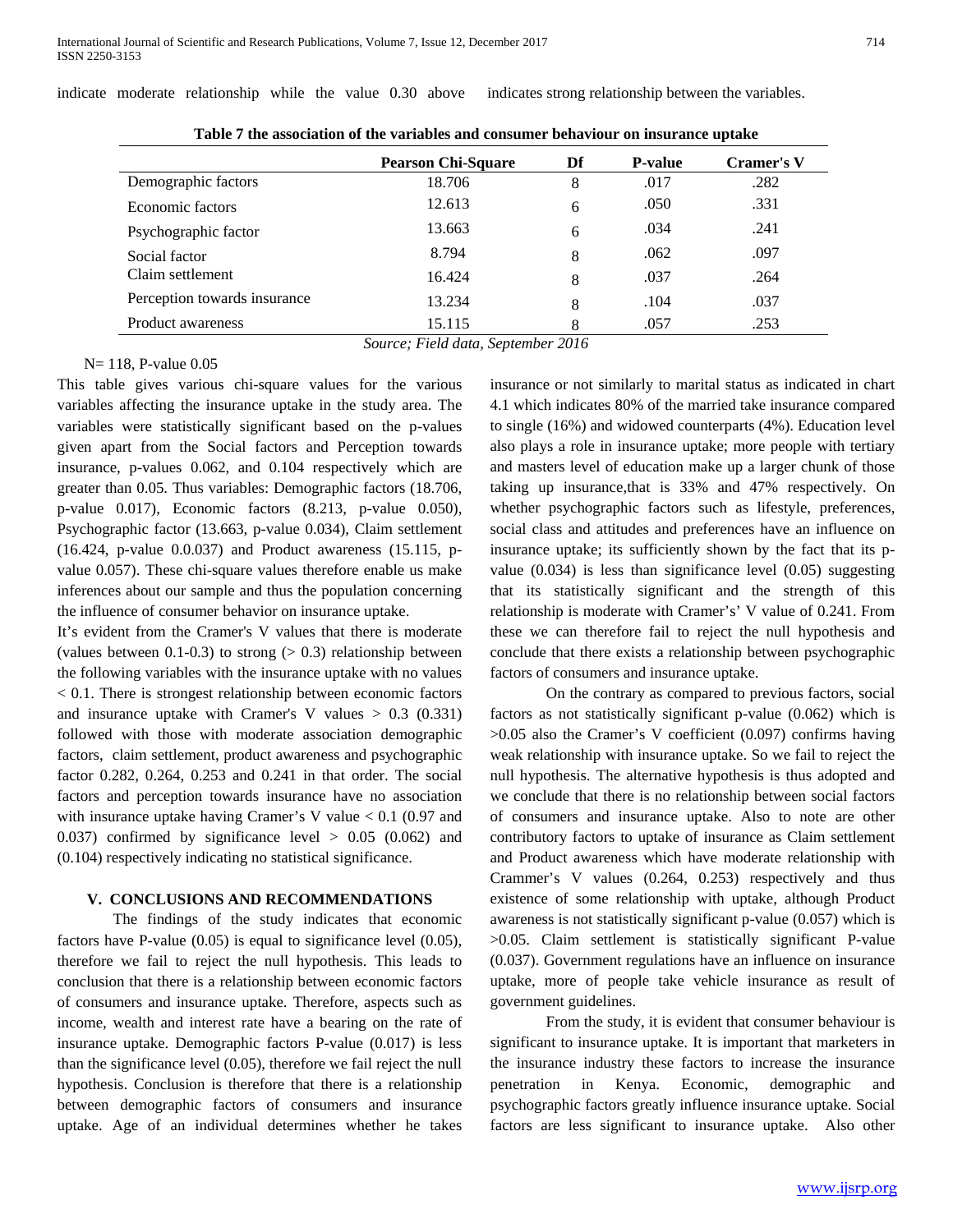indicate moderate relationship while the value 0.30 above indicates strong relationship between the variables.

**Table 7 the association of the variables and consumer behaviour on insurance uptake**

| | Pearson Chi-Square | Df | P-value | Cramer's V |
|---|---|---|---|---|
| Demographic factors | 18.706 | 8 | .017 | .282 |
| Economic factors | 12.613 | 6 | .050 | .331 |
| Psychographic factor | 13.663 | 6 | .034 | .241 |
| Social factor | 8.794 | 8 | .062 | .097 |
| Claim settlement | 16.424 | 8 | .037 | .264 |
| Perception towards insurance | 13.234 | 8 | .104 | .037 |
| Product awareness | 15.115 | 8 | .057 | .253 |

*Source; Field data, September 2016*

N= 118, P-value 0.05

This table gives various chi-square values for the various variables affecting the insurance uptake in the study area. The variables were statistically significant based on the p-values given apart from the Social factors and Perception towards insurance, p-values 0.062, and 0.104 respectively which are greater than 0.05. Thus variables: Demographic factors (18.706, p-value 0.017), Economic factors (8.213, p-value 0.050), Psychographic factor (13.663, p-value 0.034), Claim settlement (16.424, p-value 0.0.037) and Product awareness (15.115, p-value 0.057). These chi-square values therefore enable us make inferences about our sample and thus the population concerning the influence of consumer behavior on insurance uptake.

It's evident from the Cramer's V values that there is moderate (values between 0.1-0.3) to strong (> 0.3) relationship between the following variables with the insurance uptake with no values < 0.1. There is strongest relationship between economic factors and insurance uptake with Cramer's V values > 0.3 (0.331) followed with those with moderate association demographic factors, claim settlement, product awareness and psychographic factor 0.282, 0.264, 0.253 and 0.241 in that order. The social factors and perception towards insurance have no association with insurance uptake having Cramer's V value < 0.1 (0.97 and 0.037) confirmed by significance level > 0.05 (0.062) and (0.104) respectively indicating no statistical significance.

## V. CONCLUSIONS AND RECOMMENDATIONS

The findings of the study indicates that economic factors have P-value (0.05) is equal to significance level (0.05), therefore we fail to reject the null hypothesis. This leads to conclusion that there is a relationship between economic factors of consumers and insurance uptake. Therefore, aspects such as income, wealth and interest rate have a bearing on the rate of insurance uptake. Demographic factors P-value (0.017) is less than the significance level (0.05), therefore we fail reject the null hypothesis. Conclusion is therefore that there is a relationship between demographic factors of consumers and insurance uptake. Age of an individual determines whether he takes insurance or not similarly to marital status as indicated in chart 4.1 which indicates 80% of the married take insurance compared to single (16%) and widowed counterparts (4%). Education level also plays a role in insurance uptake; more people with tertiary and masters level of education make up a larger chunk of those taking up insurance,that is 33% and 47% respectively. On whether psychographic factors such as lifestyle, preferences, social class and attitudes and preferences have an influence on insurance uptake; its sufficiently shown by the fact that its p-value (0.034) is less than significance level (0.05) suggesting that its statistically significant and the strength of this relationship is moderate with Cramer's' V value of 0.241. From these we can therefore fail to reject the null hypothesis and conclude that there exists a relationship between psychographic factors of consumers and insurance uptake.

On the contrary as compared to previous factors, social factors as not statistically significant p-value (0.062) which is >0.05 also the Cramer's V coefficient (0.097) confirms having weak relationship with insurance uptake. So we fail to reject the null hypothesis. The alternative hypothesis is thus adopted and we conclude that there is no relationship between social factors of consumers and insurance uptake. Also to note are other contributory factors to uptake of insurance as Claim settlement and Product awareness which have moderate relationship with Crammer's V values (0.264, 0.253) respectively and thus existence of some relationship with uptake, although Product awareness is not statistically significant p-value (0.057) which is >0.05. Claim settlement is statistically significant P-value (0.037). Government regulations have an influence on insurance uptake, more of people take vehicle insurance as result of government guidelines.

From the study, it is evident that consumer behaviour is significant to insurance uptake. It is important that marketers in the insurance industry these factors to increase the insurance penetration in Kenya. Economic, demographic and psychographic factors greatly influence insurance uptake. Social factors are less significant to insurance uptake. Also other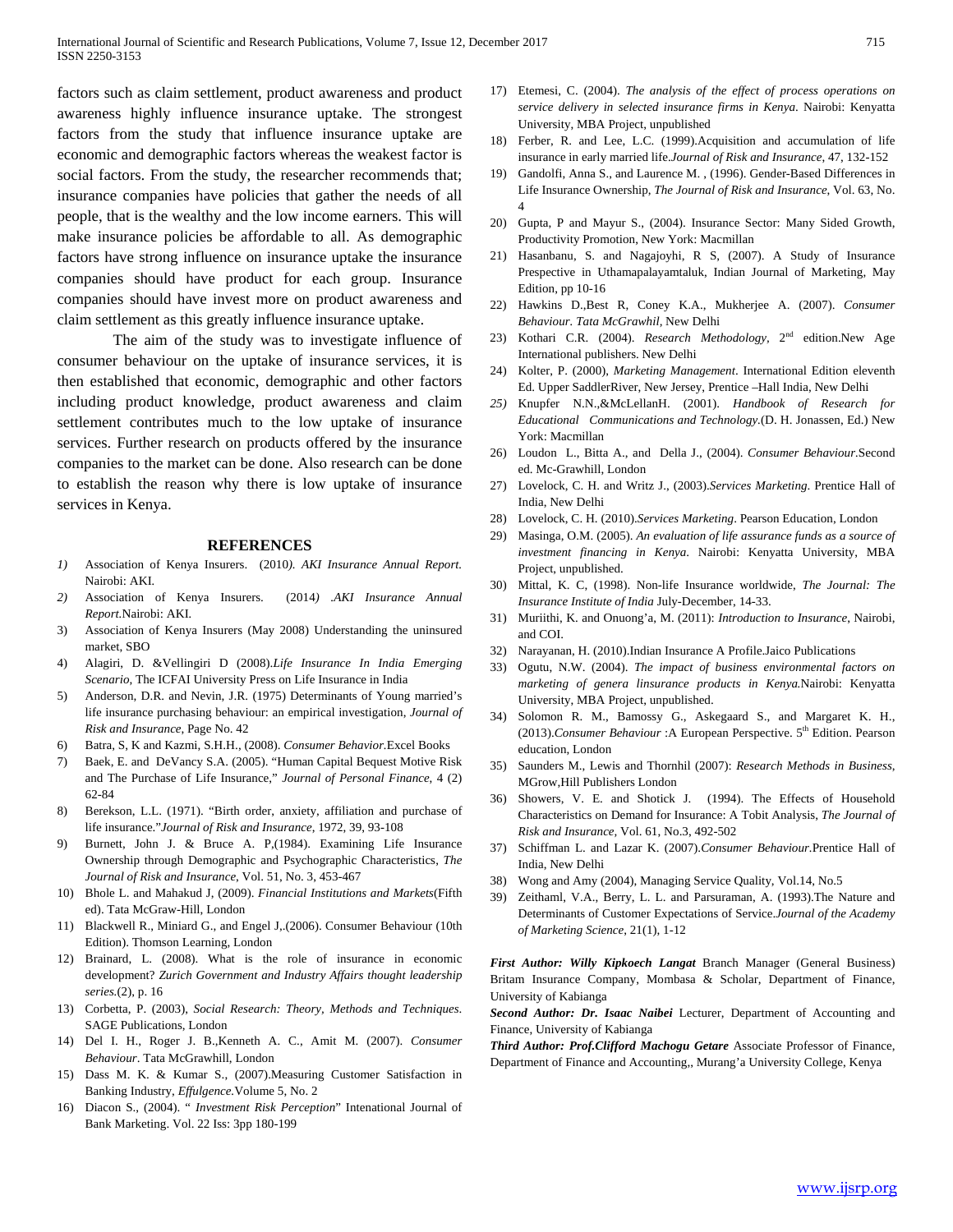factors such as claim settlement, product awareness and product awareness highly influence insurance uptake. The strongest factors from the study that influence insurance uptake are economic and demographic factors whereas the weakest factor is social factors. From the study, the researcher recommends that; insurance companies have policies that gather the needs of all people, that is the wealthy and the low income earners. This will make insurance policies be affordable to all. As demographic factors have strong influence on insurance uptake the insurance companies should have product for each group. Insurance companies should have invest more on product awareness and claim settlement as this greatly influence insurance uptake.

The aim of the study was to investigate influence of consumer behaviour on the uptake of insurance services, it is then established that economic, demographic and other factors including product knowledge, product awareness and claim settlement contributes much to the low uptake of insurance services. Further research on products offered by the insurance companies to the market can be done. Also research can be done to establish the reason why there is low uptake of insurance services in Kenya.

## REFERENCES

1) Association of Kenya Insurers. (2010*). AKI Insurance Annual Report*. Nairobi: AKI.
2) Association of Kenya Insurers. (2014*) .AKI Insurance Annual Report.*Nairobi: AKI.
3) Association of Kenya Insurers (May 2008) Understanding the uninsured market, SBO
4) Alagiri, D. &Vellingiri D (2008).*Life Insurance In India Emerging Scenario*, The ICFAI University Press on Life Insurance in India
5) Anderson, D.R. and Nevin, J.R. (1975) Determinants of Young married's life insurance purchasing behaviour: an empirical investigation, *Journal of Risk and Insurance*, Page No. 42
6) Batra, S, K and Kazmi, S.H.H., (2008). *Consumer Behavior.*Excel Books
7) Baek, E. and DeVancy S.A. (2005). "Human Capital Bequest Motive Risk and The Purchase of Life Insurance," *Journal of Personal Finance*, 4 (2) 62-84
8) Berekson, L.L. (1971). "Birth order, anxiety, affiliation and purchase of life insurance."*Journal of Risk and Insurance*, 1972, 39, 93-108
9) Burnett, John J. & Bruce A. P,(1984). Examining Life Insurance Ownership through Demographic and Psychographic Characteristics, *The Journal of Risk and Insurance*, Vol. 51, No. 3, 453-467
10) Bhole L. and Mahakud J, (2009). *Financial Institutions and Markets*(Fifth ed). Tata McGraw-Hill, London
11) Blackwell R., Miniard G., and Engel J,.(2006). Consumer Behaviour (10th Edition). Thomson Learning, London
12) Brainard, L. (2008). What is the role of insurance in economic development? *Zurich Government and Industry Affairs thought leadership series.*(2), p. 16
13) Corbetta, P. (2003), *Social Research: Theory, Methods and Techniques*. SAGE Publications, London
14) Del I. H., Roger J. B.,Kenneth A. C., Amit M. (2007). *Consumer Behaviour*. Tata McGrawhill, London
15) Dass M. K. & Kumar S., (2007).Measuring Customer Satisfaction in Banking Industry, *Effulgence.*Volume 5, No. 2
16) Diacon S., (2004). " *Investment Risk Perception*" Intenational Journal of Bank Marketing. Vol. 22 Iss: 3pp 180-199
17) Etemesi, C. (2004). *The analysis of the effect of process operations on service delivery in selected insurance firms in Kenya*. Nairobi: Kenyatta University, MBA Project, unpublished
18) Ferber, R. and Lee, L.C. (1999).Acquisition and accumulation of life insurance in early married life.*Journal of Risk and Insurance*, 47, 132-152
19) Gandolfi, Anna S., and Laurence M. , (1996). Gender-Based Differences in Life Insurance Ownership, *The Journal of Risk and Insurance*, Vol. 63, No. 4
20) Gupta, P and Mayur S., (2004). Insurance Sector: Many Sided Growth, Productivity Promotion, New York: Macmillan
21) Hasanbanu, S. and Nagajoyhi, R S, (2007). A Study of Insurance Prespective in Uthamapalayamtaluk, Indian Journal of Marketing, May Edition, pp 10-16
22) Hawkins D.,Best R, Coney K.A., Mukherjee A. (2007). *Consumer Behaviour. Tata McGrawhil*, New Delhi
23) Kothari C.R. (2004). *Research Methodology*, 2[nd] edition.New Age International publishers. New Delhi
24) Kolter, P. (2000), *Marketing Management*. International Edition eleventh Ed. Upper SaddlerRiver, New Jersey, Prentice –Hall India, New Delhi
25) Knupfer N.N.,&McLellanH. (2001). *Handbook of Research for Educational Communications and Technology*.(D. H. Jonassen, Ed.) New York: Macmillan
26) Loudon L., Bitta A., and Della J., (2004). *Consumer Behaviour*.Second ed. Mc-Grawhill, London
27) Lovelock, C. H. and Writz J., (2003).*Services Marketing*. Prentice Hall of India, New Delhi
28) Lovelock, C. H. (2010).*Services Marketing*. Pearson Education, London
29) Masinga, O.M. (2005). *An evaluation of life assurance funds as a source of investment financing in Kenya*. Nairobi: Kenyatta University, MBA Project, unpublished.
30) Mittal, K. C, (1998). Non-life Insurance worldwide, *The Journal: The Insurance Institute of India* July-December, 14-33.
31) Muriithi, K. and Onuong'a, M. (2011): *Introduction to Insurance*, Nairobi, and COI.
32) Narayanan, H. (2010).Indian Insurance A Profile.Jaico Publications
33) Ogutu, N.W. (2004). *The impact of business environmental factors on marketing of genera linsurance products in Kenya.*Nairobi: Kenyatta University, MBA Project, unpublished.
34) Solomon R. M., Bamossy G., Askegaard S., and Margaret K. H., (2013).*Consumer Behaviour* :A European Perspective. 5[th] Edition. Pearson education, London
35) Saunders M., Lewis and Thornhil (2007): *Research Methods in Business*, MGrow,Hill Publishers London
36) Showers, V. E. and Shotick J. (1994). The Effects of Household Characteristics on Demand for Insurance: A Tobit Analysis, *The Journal of Risk and Insurance*, Vol. 61, No.3, 492-502
37) Schiffman L. and Lazar K. (2007).*Consumer Behaviour*.Prentice Hall of India, New Delhi
38) Wong and Amy (2004), Managing Service Quality, Vol.14, No.5
39) Zeithaml, V.A., Berry, L. L. and Parsuraman, A. (1993).The Nature and Determinants of Customer Expectations of Service.*Journal of the Academy of Marketing Science*, 21(1), 1-12

***First Author: Willy Kipkoech Langat*** Branch Manager (General Business) Britam Insurance Company, Mombasa & Scholar, Department of Finance, University of Kabianga

***Second Author: Dr. Isaac Naibei*** Lecturer, Department of Accounting and Finance, University of Kabianga

***Third Author: Prof.Clifford Machogu Getare*** Associate Professor of Finance, Department of Finance and Accounting,, Murang'a University College, Kenya